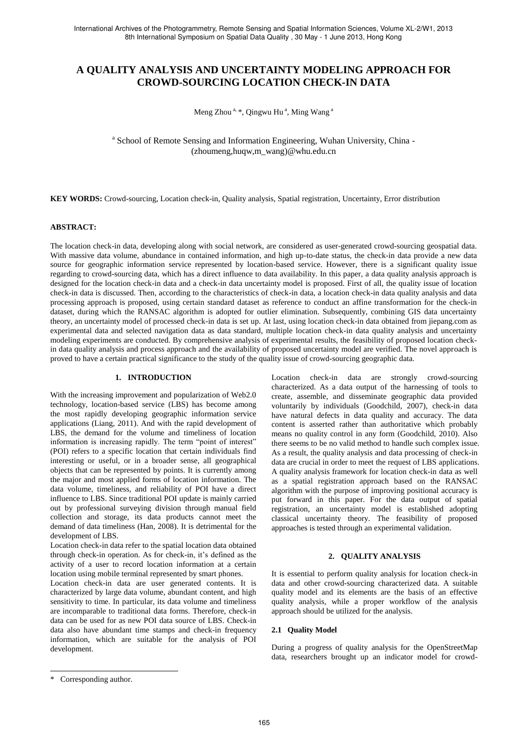# A QUALITY ANALYSIS AND UNCERTAINTY MODELING APPROACH FOR CROWD-SOURCING LOCATION CHECK-IN DATA

Meng Zhou [a, *], Qingwu Hu [a], Ming Wang [a]

[a] School of Remote Sensing and Information Engineering, Wuhan University, China - (zhoumeng,huqw,m_wang)@whu.edu.cn

**KEY WORDS:** Crowd-sourcing, Location check-in, Quality analysis, Spatial registration, Uncertainty, Error distribution

**ABSTRACT:**

The location check-in data, developing along with social network, are considered as user-generated crowd-sourcing geospatial data. With massive data volume, abundance in contained information, and high up-to-date status, the check-in data provide a new data source for geographic information service represented by location-based service. However, there is a significant quality issue regarding to crowd-sourcing data, which has a direct influence to data availability. In this paper, a data quality analysis approach is designed for the location check-in data and a check-in data uncertainty model is proposed. First of all, the quality issue of location check-in data is discussed. Then, according to the characteristics of check-in data, a location check-in data quality analysis and data processing approach is proposed, using certain standard dataset as reference to conduct an affine transformation for the check-in dataset, during which the RANSAC algorithm is adopted for outlier elimination. Subsequently, combining GIS data uncertainty theory, an uncertainty model of processed check-in data is set up. At last, using location check-in data obtained from jiepang.com as experimental data and selected navigation data as data standard, multiple location check-in data quality analysis and uncertainty modeling experiments are conducted. By comprehensive analysis of experimental results, the feasibility of proposed location check-in data quality analysis and process approach and the availability of proposed uncertainty model are verified. The novel approach is proved to have a certain practical significance to the study of the quality issue of crowd-sourcing geographic data.

## 1. INTRODUCTION

With the increasing improvement and popularization of Web2.0 technology, location-based service (LBS) has become among the most rapidly developing geographic information service applications (Liang, 2011). And with the rapid development of LBS, the demand for the volume and timeliness of location information is increasing rapidly. The term "point of interest" (POI) refers to a specific location that certain individuals find interesting or useful, or in a broader sense, all geographical objects that can be represented by points. It is currently among the major and most applied forms of location information. The data volume, timeliness, and reliability of POI have a direct influence to LBS. Since traditional POI update is mainly carried out by professional surveying division through manual field collection and storage, its data products cannot meet the demand of data timeliness (Han, 2008). It is detrimental for the development of LBS.

Location check-in data refer to the spatial location data obtained through check-in operation. As for check-in, it's defined as the activity of a user to record location information at a certain location using mobile terminal represented by smart phones.

Location check-in data are user generated contents. It is characterized by large data volume, abundant content, and high sensitivity to time. In particular, its data volume and timeliness are incomparable to traditional data forms. Therefore, check-in data can be used for as new POI data source of LBS. Check-in data also have abundant time stamps and check-in frequency information, which are suitable for the analysis of POI development.

Location check-in data are strongly crowd-sourcing characterized. As a data output of the harnessing of tools to create, assemble, and disseminate geographic data provided voluntarily by individuals (Goodchild, 2007), check-in data have natural defects in data quality and accuracy. The data content is asserted rather than authoritative which probably means no quality control in any form (Goodchild, 2010). Also there seems to be no valid method to handle such complex issue. As a result, the quality analysis and data processing of check-in data are crucial in order to meet the request of LBS applications. A quality analysis framework for location check-in data as well as a spatial registration approach based on the RANSAC algorithm with the purpose of improving positional accuracy is put forward in this paper. For the data output of spatial registration, an uncertainty model is established adopting classical uncertainty theory. The feasibility of proposed approaches is tested through an experimental validation.

## 2. QUALITY ANALYSIS

It is essential to perform quality analysis for location check-in data and other crowd-sourcing characterized data. A suitable quality model and its elements are the basis of an effective quality analysis, while a proper workflow of the analysis approach should be utilized for the analysis.

### 2.1 Quality Model

During a progress of quality analysis for the OpenStreetMap data, researchers brought up an indicator model for crowd-

\* Corresponding author.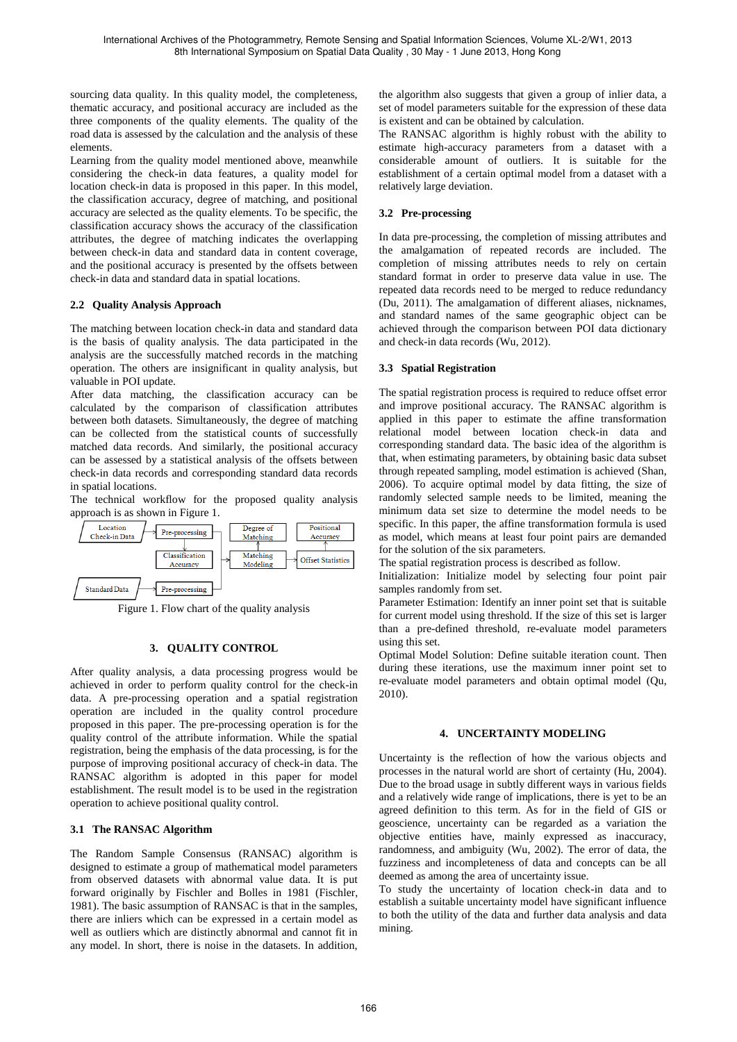sourcing data quality. In this quality model, the completeness, thematic accuracy, and positional accuracy are included as the three components of the quality elements. The quality of the road data is assessed by the calculation and the analysis of these elements.

Learning from the quality model mentioned above, meanwhile considering the check-in data features, a quality model for location check-in data is proposed in this paper. In this model, the classification accuracy, degree of matching, and positional accuracy are selected as the quality elements. To be specific, the classification accuracy shows the accuracy of the classification attributes, the degree of matching indicates the overlapping between check-in data and standard data in content coverage, and the positional accuracy is presented by the offsets between check-in data and standard data in spatial locations.

### 2.2 Quality Analysis Approach

The matching between location check-in data and standard data is the basis of quality analysis. The data participated in the analysis are the successfully matched records in the matching operation. The others are insignificant in quality analysis, but valuable in POI update.

After data matching, the classification accuracy can be calculated by the comparison of classification attributes between both datasets. Simultaneously, the degree of matching can be collected from the statistical counts of successfully matched data records. And similarly, the positional accuracy can be assessed by a statistical analysis of the offsets between check-in data records and corresponding standard data records in spatial locations.

The technical workflow for the proposed quality analysis approach is as shown in Figure 1.

Location Check-in Data → Pre-processing → Classification Accuracy → Matching Modeling → Degree of Matching; Matching Modeling → Offset Statistics → Positional Accuracy; Standard Data → Pre-processing → Matching Modeling

Figure 1. Flow chart of the quality analysis

## 3. QUALITY CONTROL

After quality analysis, a data processing progress would be achieved in order to perform quality control for the check-in data. A pre-processing operation and a spatial registration operation are included in the quality control procedure proposed in this paper. The pre-processing operation is for the quality control of the attribute information. While the spatial registration, being the emphasis of the data processing, is for the purpose of improving positional accuracy of check-in data. The RANSAC algorithm is adopted in this paper for model establishment. The result model is to be used in the registration operation to achieve positional quality control.

### 3.1 The RANSAC Algorithm

The Random Sample Consensus (RANSAC) algorithm is designed to estimate a group of mathematical model parameters from observed datasets with abnormal value data. It is put forward originally by Fischler and Bolles in 1981 (Fischler, 1981). The basic assumption of RANSAC is that in the samples, there are inliers which can be expressed in a certain model as well as outliers which are distinctly abnormal and cannot fit in any model. In short, there is noise in the datasets. In addition, the algorithm also suggests that given a group of inlier data, a set of model parameters suitable for the expression of these data is existent and can be obtained by calculation.

The RANSAC algorithm is highly robust with the ability to estimate high-accuracy parameters from a dataset with a considerable amount of outliers. It is suitable for the establishment of a certain optimal model from a dataset with a relatively large deviation.

### 3.2 Pre-processing

In data pre-processing, the completion of missing attributes and the amalgamation of repeated records are included. The completion of missing attributes needs to rely on certain standard format in order to preserve data value in use. The repeated data records need to be merged to reduce redundancy (Du, 2011). The amalgamation of different aliases, nicknames, and standard names of the same geographic object can be achieved through the comparison between POI data dictionary and check-in data records (Wu, 2012).

### 3.3 Spatial Registration

The spatial registration process is required to reduce offset error and improve positional accuracy. The RANSAC algorithm is applied in this paper to estimate the affine transformation relational model between location check-in data and corresponding standard data. The basic idea of the algorithm is that, when estimating parameters, by obtaining basic data subset through repeated sampling, model estimation is achieved (Shan, 2006). To acquire optimal model by data fitting, the size of randomly selected sample needs to be limited, meaning the minimum data set size to determine the model needs to be specific. In this paper, the affine transformation formula is used as model, which means at least four point pairs are demanded for the solution of the six parameters.

The spatial registration process is described as follow.

Initialization: Initialize model by selecting four point pair samples randomly from set.

Parameter Estimation: Identify an inner point set that is suitable for current model using threshold. If the size of this set is larger than a pre-defined threshold, re-evaluate model parameters using this set.

Optimal Model Solution: Define suitable iteration count. Then during these iterations, use the maximum inner point set to re-evaluate model parameters and obtain optimal model (Qu, 2010).

## 4. UNCERTAINTY MODELING

Uncertainty is the reflection of how the various objects and processes in the natural world are short of certainty (Hu, 2004). Due to the broad usage in subtly different ways in various fields and a relatively wide range of implications, there is yet to be an agreed definition to this term. As for in the field of GIS or geoscience, uncertainty can be regarded as a variation the objective entities have, mainly expressed as inaccuracy, randomness, and ambiguity (Wu, 2002). The error of data, the fuzziness and incompleteness of data and concepts can be all deemed as among the area of uncertainty issue.

To study the uncertainty of location check-in data and to establish a suitable uncertainty model have significant influence to both the utility of the data and further data analysis and data mining.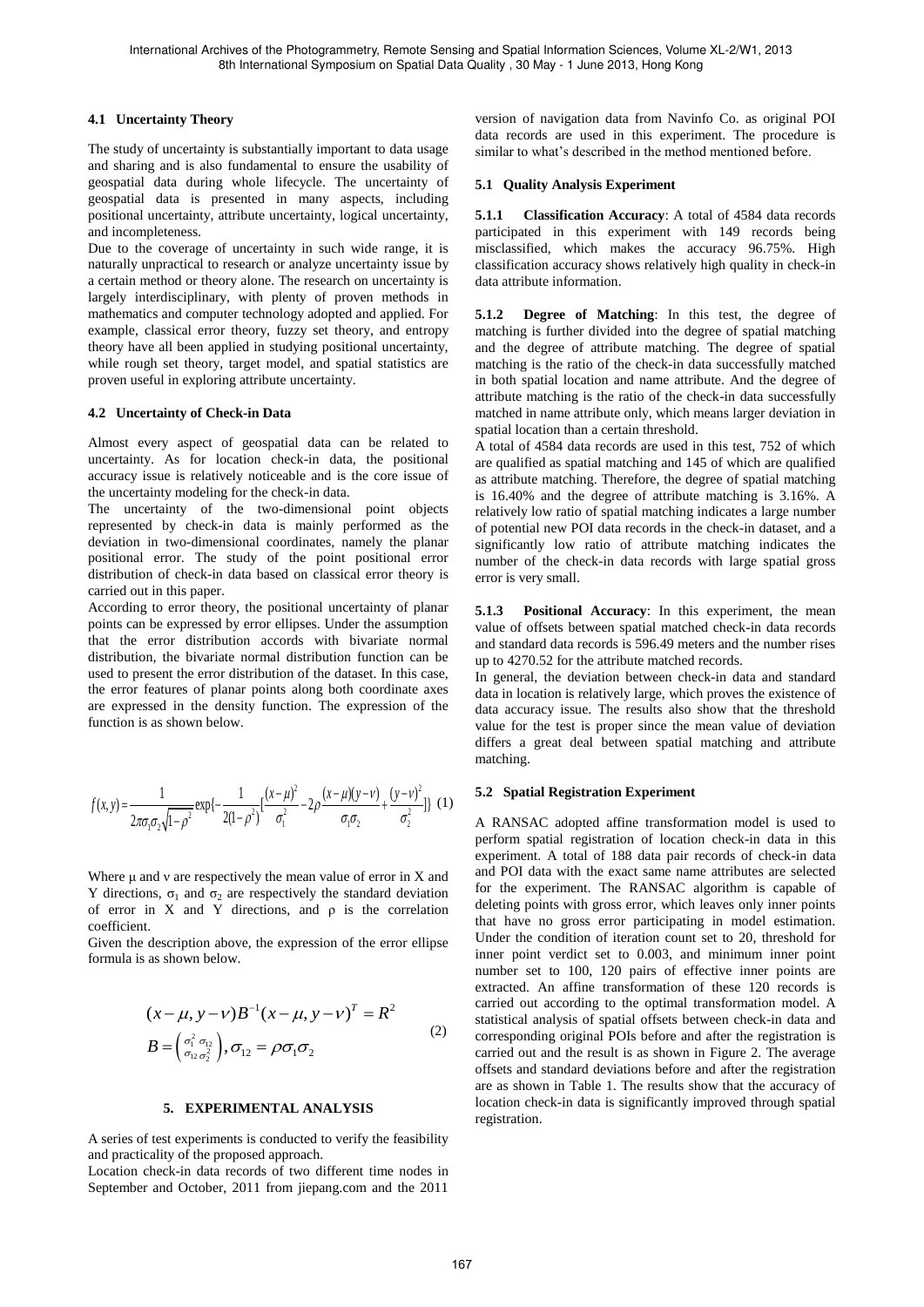### 4.1 Uncertainty Theory

The study of uncertainty is substantially important to data usage and sharing and is also fundamental to ensure the usability of geospatial data during whole lifecycle. The uncertainty of geospatial data is presented in many aspects, including positional uncertainty, attribute uncertainty, logical uncertainty, and incompleteness.

Due to the coverage of uncertainty in such wide range, it is naturally unpractical to research or analyze uncertainty issue by a certain method or theory alone. The research on uncertainty is largely interdisciplinary, with plenty of proven methods in mathematics and computer technology adopted and applied. For example, classical error theory, fuzzy set theory, and entropy theory have all been applied in studying positional uncertainty, while rough set theory, target model, and spatial statistics are proven useful in exploring attribute uncertainty.

### 4.2 Uncertainty of Check-in Data

Almost every aspect of geospatial data can be related to uncertainty. As for location check-in data, the positional accuracy issue is relatively noticeable and is the core issue of the uncertainty modeling for the check-in data.

The uncertainty of the two-dimensional point objects represented by check-in data is mainly performed as the deviation in two-dimensional coordinates, namely the planar positional error. The study of the point positional error distribution of check-in data based on classical error theory is carried out in this paper.

According to error theory, the positional uncertainty of planar points can be expressed by error ellipses. Under the assumption that the error distribution accords with bivariate normal distribution, the bivariate normal distribution function can be used to present the error distribution of the dataset. In this case, the error features of planar points along both coordinate axes are expressed in the density function. The expression of the function is as shown below.

$$f(x,y)=\frac{1}{2\pi\sigma_1\sigma_2\sqrt{1-\rho^2}}\exp\{-\frac{1}{2(1-\rho^2)}[\frac{(x-\mu)^2}{\sigma_1^2}-2\rho\frac{(x-\mu)(y-\nu)}{\sigma_1\sigma_2}+\frac{(y-\nu)^2}{\sigma_2^2}]\} \quad (1)$$

Where μ and ν are respectively the mean value of error in X and Y directions, $\sigma_1$ and $\sigma_2$ are respectively the standard deviation of error in X and Y directions, and ρ is the correlation coefficient.

Given the description above, the expression of the error ellipse formula is as shown below.

$$\begin{aligned}&(x-\mu, y-\nu)B^{-1}(x-\mu, y-\nu)^T = R^2\\&B=\begin{pmatrix}\sigma_1^2 & \sigma_{12}\\ \sigma_{12} & \sigma_2^2\end{pmatrix}, \sigma_{12}=\rho\sigma_1\sigma_2\end{aligned} \quad (2)$$

## 5. EXPERIMENTAL ANALYSIS

A series of test experiments is conducted to verify the feasibility and practicality of the proposed approach.

Location check-in data records of two different time nodes in September and October, 2011 from jiepang.com and the 2011 version of navigation data from Navinfo Co. as original POI data records are used in this experiment. The procedure is similar to what's described in the method mentioned before.

### 5.1 Quality Analysis Experiment

**5.1.1 Classification Accuracy**: A total of 4584 data records participated in this experiment with 149 records being misclassified, which makes the accuracy 96.75%. High classification accuracy shows relatively high quality in check-in data attribute information.

**5.1.2 Degree of Matching**: In this test, the degree of matching is further divided into the degree of spatial matching and the degree of attribute matching. The degree of spatial matching is the ratio of the check-in data successfully matched in both spatial location and name attribute. And the degree of attribute matching is the ratio of the check-in data successfully matched in name attribute only, which means larger deviation in spatial location than a certain threshold.

A total of 4584 data records are used in this test, 752 of which are qualified as spatial matching and 145 of which are qualified as attribute matching. Therefore, the degree of spatial matching is 16.40% and the degree of attribute matching is 3.16%. A relatively low ratio of spatial matching indicates a large number of potential new POI data records in the check-in dataset, and a significantly low ratio of attribute matching indicates the number of the check-in data records with large spatial gross error is very small.

**5.1.3 Positional Accuracy**: In this experiment, the mean value of offsets between spatial matched check-in data records and standard data records is 596.49 meters and the number rises up to 4270.52 for the attribute matched records.

In general, the deviation between check-in data and standard data in location is relatively large, which proves the existence of data accuracy issue. The results also show that the threshold value for the test is proper since the mean value of deviation differs a great deal between spatial matching and attribute matching.

### 5.2 Spatial Registration Experiment

A RANSAC adopted affine transformation model is used to perform spatial registration of location check-in data in this experiment. A total of 188 data pair records of check-in data and POI data with the exact same name attributes are selected for the experiment. The RANSAC algorithm is capable of deleting points with gross error, which leaves only inner points that have no gross error participating in model estimation. Under the condition of iteration count set to 20, threshold for inner point verdict set to 0.003, and minimum inner point number set to 100, 120 pairs of effective inner points are extracted. An affine transformation of these 120 records is carried out according to the optimal transformation model. A statistical analysis of spatial offsets between check-in data and corresponding original POIs before and after the registration is carried out and the result is as shown in Figure 2. The average offsets and standard deviations before and after the registration are as shown in Table 1. The results show that the accuracy of location check-in data is significantly improved through spatial registration.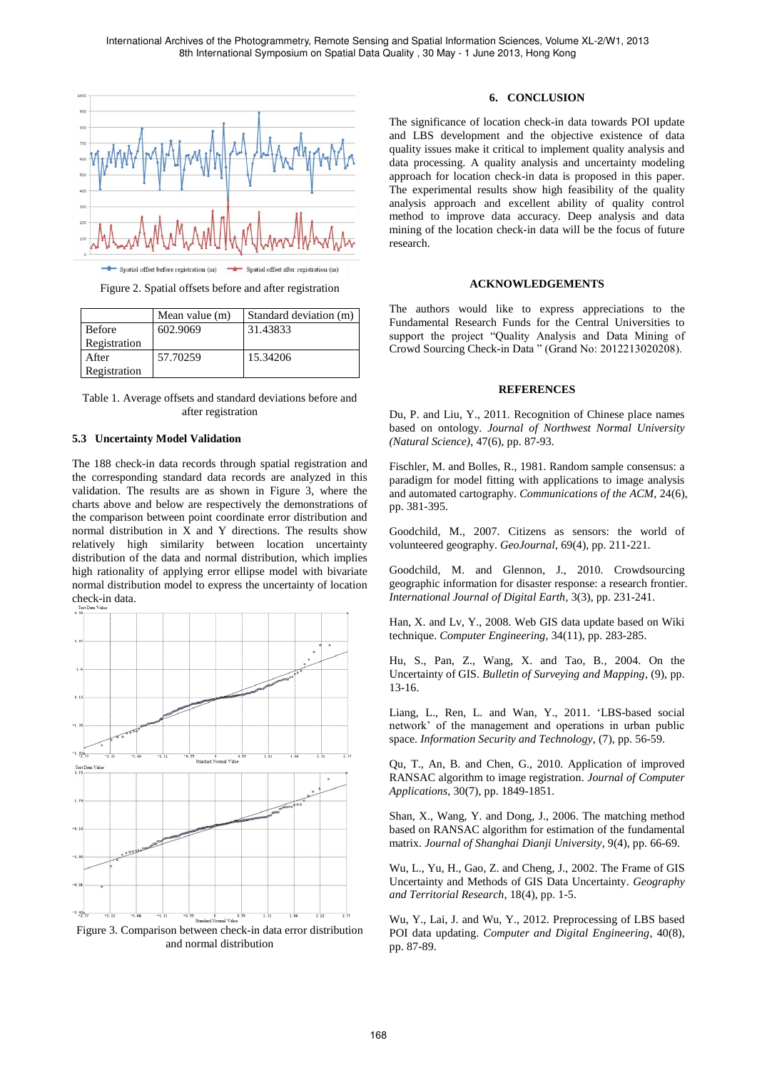1000
900
800
700
600
500
400
300
200
100
0

Spatial offset before registration (m)
Spatial offset after registration (m)

Figure 2. Spatial offsets before and after registration

| | Mean value (m) | Standard deviation (m) |
|---|---|---|
| Before Registration | 602.9069 | 31.43833 |
| After Registration | 57.70259 | 15.34206 |

Table 1. Average offsets and standard deviations before and after registration

### 5.3 Uncertainty Model Validation

The 188 check-in data records through spatial registration and the corresponding standard data records are analyzed in this validation. The results are as shown in Figure 3, where the charts above and below are respectively the demonstrations of the comparison between point coordinate error distribution and normal distribution in X and Y directions. The results show relatively high similarity between location uncertainty distribution of the data and normal distribution, which implies high rationality of applying error ellipse model with bivariate normal distribution model to express the uncertainty of location check-in data.

Test Data Value
4.56
2.87
1.6
0.12
-1.15
-2.55
-2.77 -2.21 -1.66 -1.11 -0.55 0 0.55 1.11 1.66 2.21 2.77
Standard Normal Value

Test Data Value
3.73
1.79
-0.14
-2.08
-4.01
-5.95
-2.77 -2.22 -1.66 -1.11 -0.55 0 0.55 1.11 1.66 2.22 2.77
Standard Normal Value

Figure 3. Comparison between check-in data error distribution and normal distribution

## 6. CONCLUSION

The significance of location check-in data towards POI update and LBS development and the objective existence of data quality issues make it critical to implement quality analysis and data processing. A quality analysis and uncertainty modeling approach for location check-in data is proposed in this paper. The experimental results show high feasibility of the quality analysis approach and excellent ability of quality control method to improve data accuracy. Deep analysis and data mining of the location check-in data will be the focus of future research.

## ACKNOWLEDGEMENTS

The authors would like to express appreciations to the Fundamental Research Funds for the Central Universities to support the project "Quality Analysis and Data Mining of Crowd Sourcing Check-in Data " (Grand No: 2012213020208).

## REFERENCES

Du, P. and Liu, Y., 2011. Recognition of Chinese place names based on ontology. *Journal of Northwest Normal University (Natural Science)*, 47(6), pp. 87-93.

Fischler, M. and Bolles, R., 1981. Random sample consensus: a paradigm for model fitting with applications to image analysis and automated cartography. *Communications of the ACM*, 24(6), pp. 381-395.

Goodchild, M., 2007. Citizens as sensors: the world of volunteered geography. *GeoJournal*, 69(4), pp. 211-221.

Goodchild, M. and Glennon, J., 2010. Crowdsourcing geographic information for disaster response: a research frontier. *International Journal of Digital Earth*, 3(3), pp. 231-241.

Han, X. and Lv, Y., 2008. Web GIS data update based on Wiki technique. *Computer Engineering*, 34(11), pp. 283-285.

Hu, S., Pan, Z., Wang, X. and Tao, B., 2004. On the Uncertainty of GIS. *Bulletin of Surveying and Mapping*, (9), pp. 13-16.

Liang, L., Ren, L. and Wan, Y., 2011. 'LBS-based social network' of the management and operations in urban public space. *Information Security and Technology*, (7), pp. 56-59.

Qu, T., An, B. and Chen, G., 2010. Application of improved RANSAC algorithm to image registration. *Journal of Computer Applications*, 30(7), pp. 1849-1851.

Shan, X., Wang, Y. and Dong, J., 2006. The matching method based on RANSAC algorithm for estimation of the fundamental matrix. *Journal of Shanghai Dianji University*, 9(4), pp. 66-69.

Wu, L., Yu, H., Gao, Z. and Cheng, J., 2002. The Frame of GIS Uncertainty and Methods of GIS Data Uncertainty. *Geography and Territorial Research*, 18(4), pp. 1-5.

Wu, Y., Lai, J. and Wu, Y., 2012. Preprocessing of LBS based POI data updating. *Computer and Digital Engineering*, 40(8), pp. 87-89.